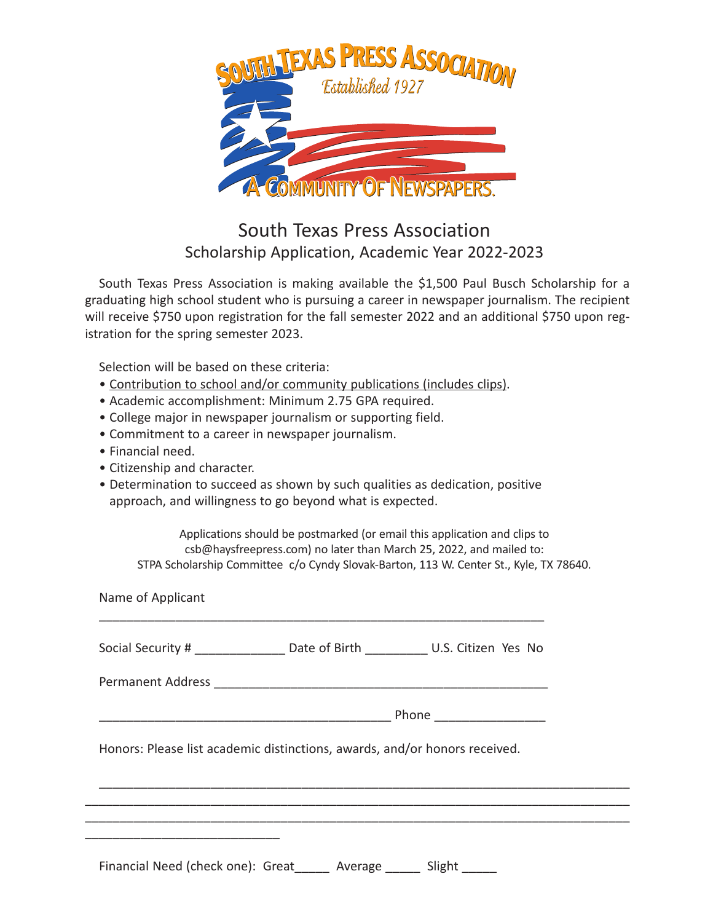SOUTH TEXAS PRESS ASSOCIATION
*Established 1927*
A COMMUNITY OF NEWSPAPERS.

# South Texas Press Association
## Scholarship Application, Academic Year 2022-2023

South Texas Press Association is making available the $1,500 Paul Busch Scholarship for a graduating high school student who is pursuing a career in newspaper journalism. The recipient will receive $750 upon registration for the fall semester 2022 and an additional $750 upon registration for the spring semester 2023.

Selection will be based on these criteria:

- <u>Contribution to school and/or community publications (includes clips)</u>.
- Academic accomplishment: Minimum 2.75 GPA required.
- College major in newspaper journalism or supporting field.
- Commitment to a career in newspaper journalism.
- Financial need.
- Citizenship and character.
- Determination to succeed as shown by such qualities as dedication, positive approach, and willingness to go beyond what is expected.

Applications should be postmarked (or email this application and clips to csb@haysfreepress.com) no later than March 25, 2022, and mailed to:
STPA Scholarship Committee c/o Cyndy Slovak-Barton, 113 W. Center St., Kyle, TX 78640.

Name of Applicant

_________________________________________________________________

Social Security # _____________ Date of Birth _________ U.S. Citizen Yes No

Permanent Address ________________________________________________

___________________________________________ Phone ________________

Honors: Please list academic distinctions, awards, and/or honors received.

________________________________________________________________________________
________________________________________________________________________________
________________________________________________________________________________
____________________________

Financial Need (check one): Great_____ Average _____ Slight _____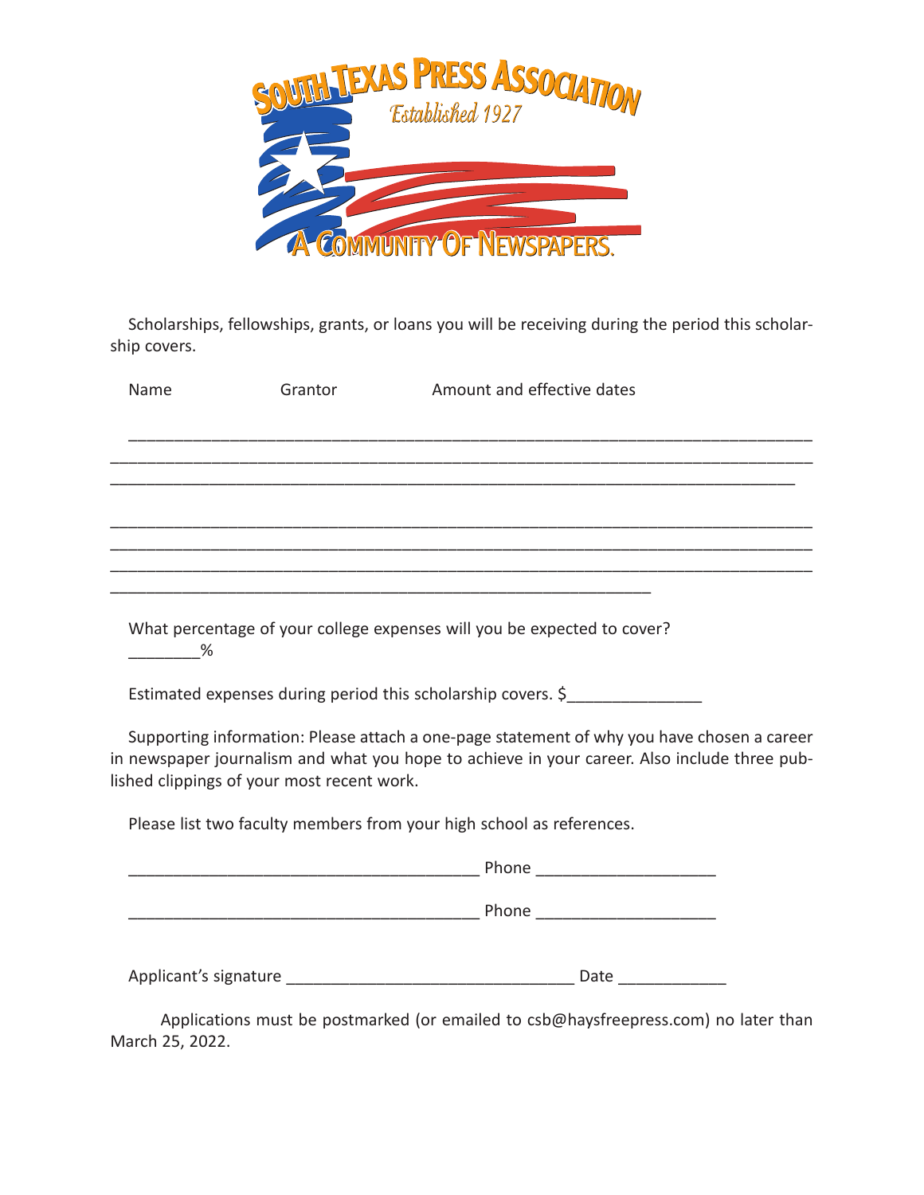SOUTH TEXAS PRESS ASSOCIATION
Established 1927
A COMMUNITY OF NEWSPAPERS.

Scholarships, fellowships, grants, or loans you will be receiving during the period this scholarship covers.

Name Grantor Amount and effective dates

_____________________________________________________________________________
_____________________________________________________________________________
___________________________________________________________________________

_____________________________________________________________________________
_____________________________________________________________________________
_____________________________________________________________________________
___________________________________________________________

What percentage of your college expenses will you be expected to cover?
________%

Estimated expenses during period this scholarship covers. $_______________

Supporting information: Please attach a one-page statement of why you have chosen a career in newspaper journalism and what you hope to achieve in your career. Also include three published clippings of your most recent work.

Please list two faculty members from your high school as references.

_______________________________________ Phone ____________________

_______________________________________ Phone ____________________

Applicant's signature ________________________________ Date ____________

Applications must be postmarked (or emailed to csb@haysfreepress.com) no later than March 25, 2022.